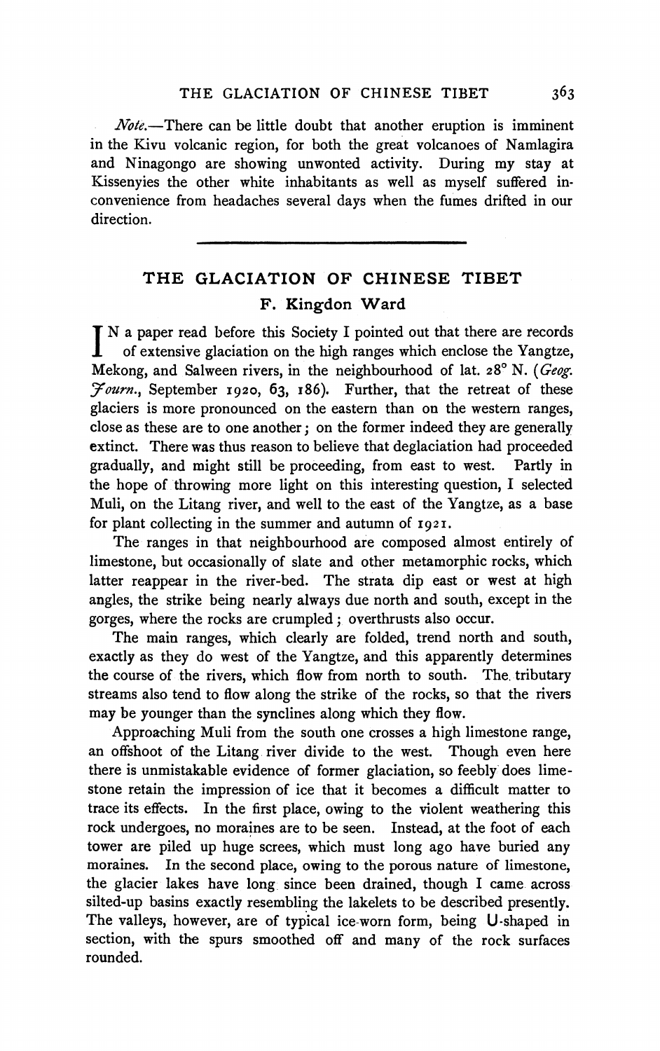*Note*.—There can be little doubt that another eruption is imminent in the Kivu volcanic region, for both the great volcanoes of Namlagira and Ninagongo are showing unwonted activity. During my stay at Kissenyies the other white inhabitants as well as myself suffered inconvenience from headaches several days when the fumes drifted in our direction.

---

# THE GLACIATION OF CHINESE TIBET

## F. Kingdon Ward

IN a paper read before this Society I pointed out that there are records of extensive glaciation on the high ranges which enclose the Yangtze, Mekong, and Salween rivers, in the neighbourhood of lat. 28° N. (*Geog. Journ.*, September 1920, 63, 186). Further, that the retreat of these glaciers is more pronounced on the eastern than on the western ranges, close as these are to one another; on the former indeed they are generally extinct. There was thus reason to believe that deglaciation had proceeded gradually, and might still be proceeding, from east to west. Partly in the hope of throwing more light on this interesting question, I selected Muli, on the Litang river, and well to the east of the Yangtze, as a base for plant collecting in the summer and autumn of 1921.

The ranges in that neighbourhood are composed almost entirely of limestone, but occasionally of slate and other metamorphic rocks, which latter reappear in the river-bed. The strata dip east or west at high angles, the strike being nearly always due north and south, except in the gorges, where the rocks are crumpled; overthrusts also occur.

The main ranges, which clearly are folded, trend north and south, exactly as they do west of the Yangtze, and this apparently determines the course of the rivers, which flow from north to south. The tributary streams also tend to flow along the strike of the rocks, so that the rivers may be younger than the synclines along which they flow.

Approaching Muli from the south one crosses a high limestone range, an offshoot of the Litang river divide to the west. Though even here there is unmistakable evidence of former glaciation, so feebly does limestone retain the impression of ice that it becomes a difficult matter to trace its effects. In the first place, owing to the violent weathering this rock undergoes, no moraines are to be seen. Instead, at the foot of each tower are piled up huge screes, which must long ago have buried any moraines. In the second place, owing to the porous nature of limestone, the glacier lakes have long since been drained, though I came across silted-up basins exactly resembling the lakelets to be described presently. The valleys, however, are of typical ice-worn form, being U-shaped in section, with the spurs smoothed off and many of the rock surfaces rounded.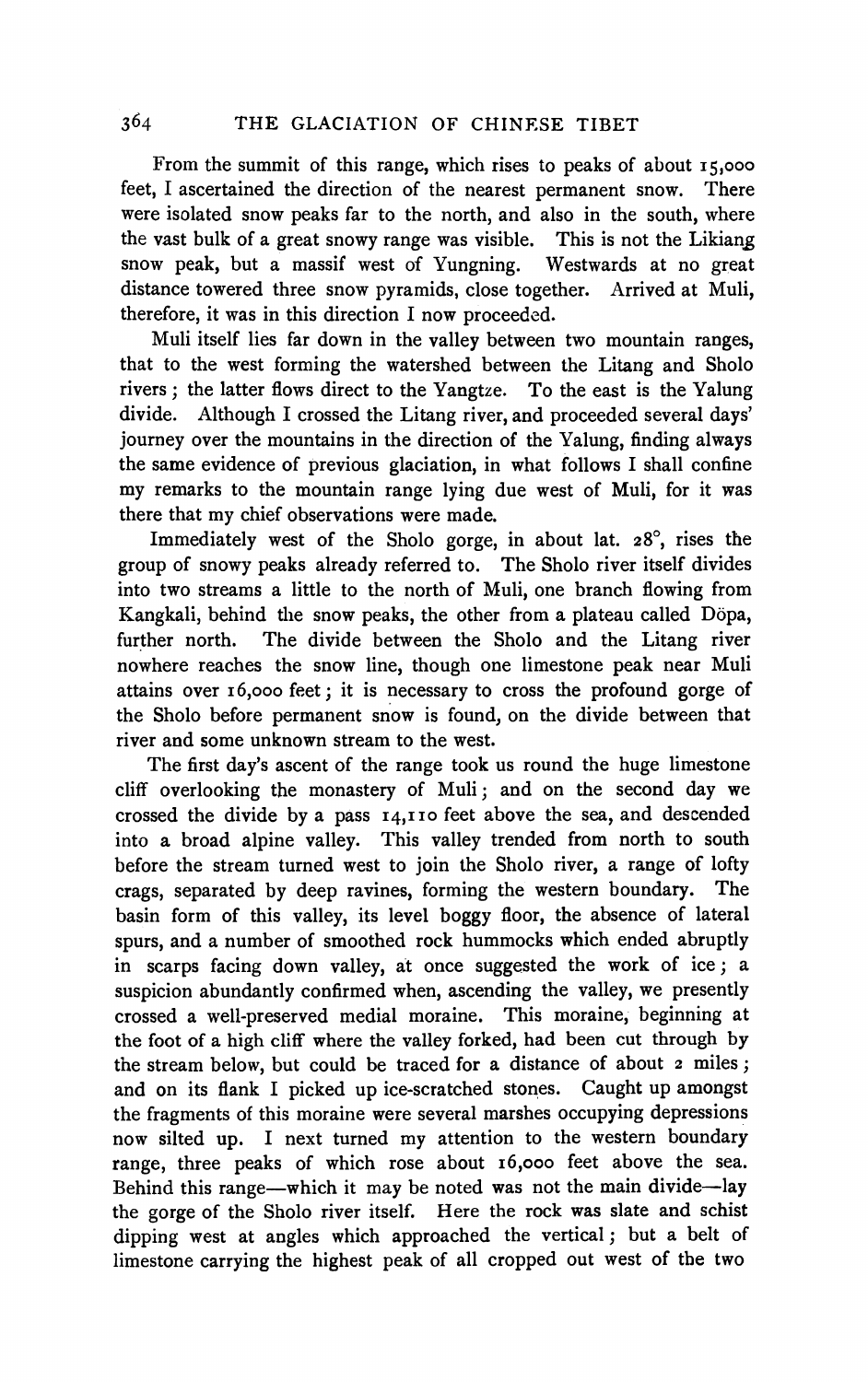From the summit of this range, which rises to peaks of about 15,000 feet, I ascertained the direction of the nearest permanent snow. There were isolated snow peaks far to the north, and also in the south, where the vast bulk of a great snowy range was visible. This is not the Likiang snow peak, but a massif west of Yungning. Westwards at no great distance towered three snow pyramids, close together. Arrived at Muli, therefore, it was in this direction I now proceeded.

Muli itself lies far down in the valley between two mountain ranges, that to the west forming the watershed between the Litang and Sholo rivers; the latter flows direct to the Yangtze. To the east is the Yalung divide. Although I crossed the Litang river, and proceeded several days' journey over the mountains in the direction of the Yalung, finding always the same evidence of previous glaciation, in what follows I shall confine my remarks to the mountain range lying due west of Muli, for it was there that my chief observations were made.

Immediately west of the Sholo gorge, in about lat. 28°, rises the group of snowy peaks already referred to. The Sholo river itself divides into two streams a little to the north of Muli, one branch flowing from Kangkali, behind the snow peaks, the other from a plateau called Döpa, further north. The divide between the Sholo and the Litang river nowhere reaches the snow line, though one limestone peak near Muli attains over 16,000 feet; it is necessary to cross the profound gorge of the Sholo before permanent snow is found, on the divide between that river and some unknown stream to the west.

The first day's ascent of the range took us round the huge limestone cliff overlooking the monastery of Muli; and on the second day we crossed the divide by a pass 14,110 feet above the sea, and descended into a broad alpine valley. This valley trended from north to south before the stream turned west to join the Sholo river, a range of lofty crags, separated by deep ravines, forming the western boundary. The basin form of this valley, its level boggy floor, the absence of lateral spurs, and a number of smoothed rock hummocks which ended abruptly in scarps facing down valley, at once suggested the work of ice; a suspicion abundantly confirmed when, ascending the valley, we presently crossed a well-preserved medial moraine. This moraine, beginning at the foot of a high cliff where the valley forked, had been cut through by the stream below, but could be traced for a distance of about 2 miles; and on its flank I picked up ice-scratched stones. Caught up amongst the fragments of this moraine were several marshes occupying depressions now silted up. I next turned my attention to the western boundary range, three peaks of which rose about 16,000 feet above the sea. Behind this range—which it may be noted was not the main divide—lay the gorge of the Sholo river itself. Here the rock was slate and schist dipping west at angles which approached the vertical; but a belt of limestone carrying the highest peak of all cropped out west of the two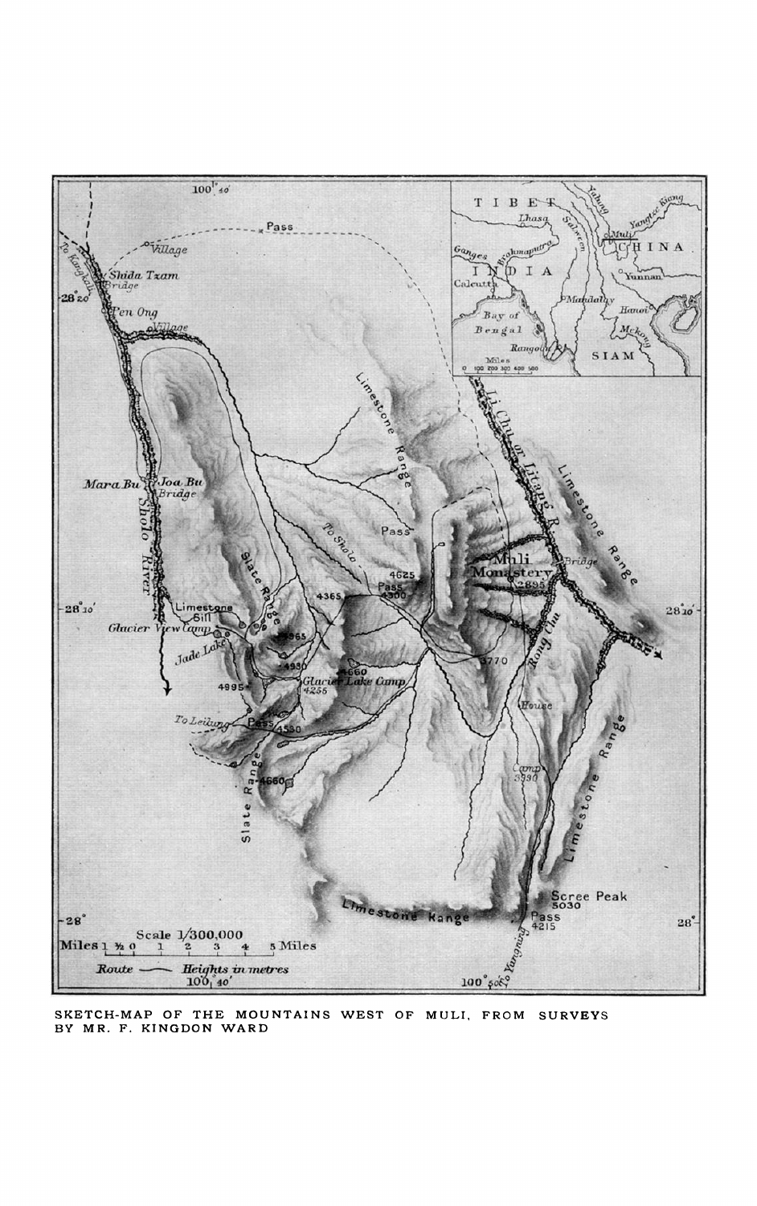100° 40'

Pass

Village

To Kangkali

Shida Tzam Bridge

28° 20'

Pen Ong

Village

TIBET

Lhasa

Yalung

Yangtse Kiang

Salween

Muli

CHINA

Ganges

Brahmaputra

INDIA

Yunnan

Calcutta

Mandalay

Hanoi

Bay of Bengal

Rangoon

Mekong

SIAM

Miles 0 100 200 300 400 500

Limestone Range

Li Chu or Litang R.

Limestone Range

Mara Bu

Joa Bu Bridge

Sholo River

To Sholo

Pass

Muli Monastery

2695

Bridge

4625

Pass 4300

4365

Slate Range

28° 10'

Limestone Sill

Glacier View Camp

4965

Jade Lake

4930

4660

Glacier Lake Camp 4255

3770

Rong Chu

4995

House

To Leibung

Pass 4530

Slate Range

4660

Camp 3930

Limestone Range

Limestone Range

Scree Peak 5030

Pass 4215

28°

Scale 1/300,000

Miles 1 ½ 0 1 2 3 4 5 Miles

Route — Heights in metres

100° 40'

100° 50' To Yangning

SKETCH-MAP OF THE MOUNTAINS WEST OF MULI, FROM SURVEYS BY MR. F. KINGDON WARD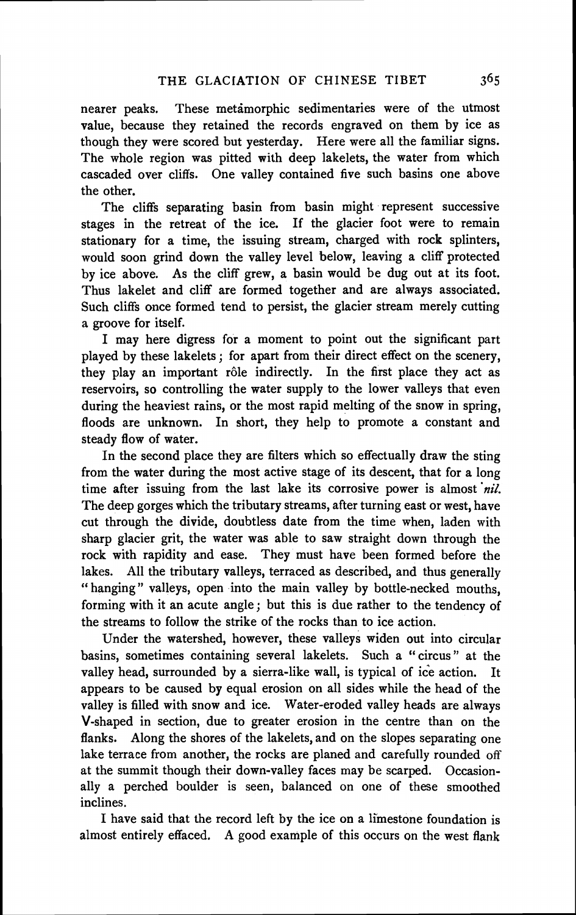nearer peaks. These metamorphic sedimentaries were of the utmost value, because they retained the records engraved on them by ice as though they were scored but yesterday. Here were all the familiar signs. The whole region was pitted with deep lakelets, the water from which cascaded over cliffs. One valley contained five such basins one above the other.

The cliffs separating basin from basin might represent successive stages in the retreat of the ice. If the glacier foot were to remain stationary for a time, the issuing stream, charged with rock splinters, would soon grind down the valley level below, leaving a cliff protected by ice above. As the cliff grew, a basin would be dug out at its foot. Thus lakelet and cliff are formed together and are always associated. Such cliffs once formed tend to persist, the glacier stream merely cutting a groove for itself.

I may here digress for a moment to point out the significant part played by these lakelets; for apart from their direct effect on the scenery, they play an important rôle indirectly. In the first place they act as reservoirs, so controlling the water supply to the lower valleys that even during the heaviest rains, or the most rapid melting of the snow in spring, floods are unknown. In short, they help to promote a constant and steady flow of water.

In the second place they are filters which so effectually draw the sting from the water during the most active stage of its descent, that for a long time after issuing from the last lake its corrosive power is almost *nil*. The deep gorges which the tributary streams, after turning east or west, have cut through the divide, doubtless date from the time when, laden with sharp glacier grit, the water was able to saw straight down through the rock with rapidity and ease. They must have been formed before the lakes. All the tributary valleys, terraced as described, and thus generally "hanging" valleys, open into the main valley by bottle-necked mouths, forming with it an acute angle; but this is due rather to the tendency of the streams to follow the strike of the rocks than to ice action.

Under the watershed, however, these valleys widen out into circular basins, sometimes containing several lakelets. Such a "circus" at the valley head, surrounded by a sierra-like wall, is typical of ice action. It appears to be caused by equal erosion on all sides while the head of the valley is filled with snow and ice. Water-eroded valley heads are always V-shaped in section, due to greater erosion in the centre than on the flanks. Along the shores of the lakelets, and on the slopes separating one lake terrace from another, the rocks are planed and carefully rounded off at the summit though their down-valley faces may be scarped. Occasionally a perched boulder is seen, balanced on one of these smoothed inclines.

I have said that the record left by the ice on a limestone foundation is almost entirely effaced. A good example of this occurs on the west flank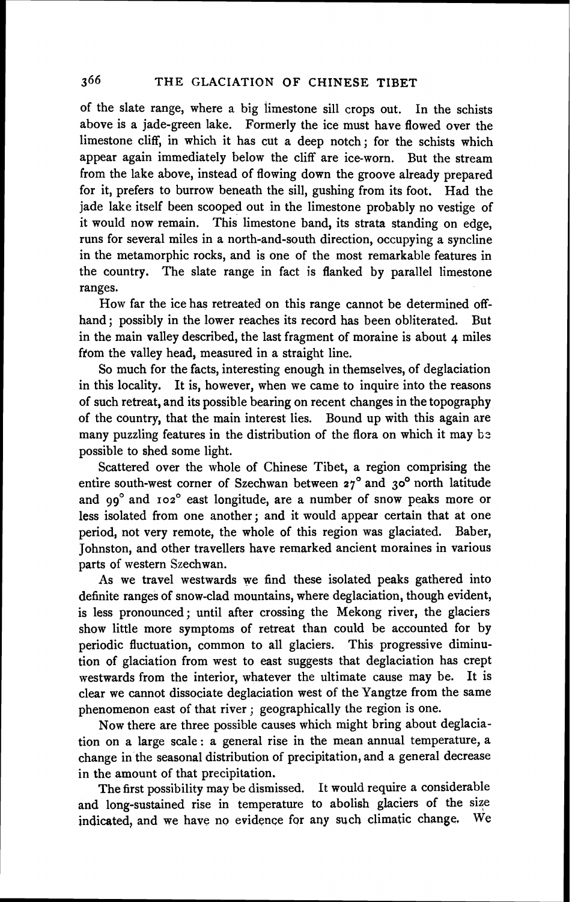of the slate range, where a big limestone sill crops out. In the schists above is a jade-green lake. Formerly the ice must have flowed over the limestone cliff, in which it has cut a deep notch; for the schists which appear again immediately below the cliff are ice-worn. But the stream from the lake above, instead of flowing down the groove already prepared for it, prefers to burrow beneath the sill, gushing from its foot. Had the jade lake itself been scooped out in the limestone probably no vestige of it would now remain. This limestone band, its strata standing on edge, runs for several miles in a north-and-south direction, occupying a syncline in the metamorphic rocks, and is one of the most remarkable features in the country. The slate range in fact is flanked by parallel limestone ranges.

How far the ice has retreated on this range cannot be determined offhand; possibly in the lower reaches its record has been obliterated. But in the main valley described, the last fragment of moraine is about 4 miles from the valley head, measured in a straight line.

So much for the facts, interesting enough in themselves, of deglaciation in this locality. It is, however, when we came to inquire into the reasons of such retreat, and its possible bearing on recent changes in the topography of the country, that the main interest lies. Bound up with this again are many puzzling features in the distribution of the flora on which it may be possible to shed some light.

Scattered over the whole of Chinese Tibet, a region comprising the entire south-west corner of Szechwan between 27° and 30° north latitude and 99° and 102° east longitude, are a number of snow peaks more or less isolated from one another; and it would appear certain that at one period, not very remote, the whole of this region was glaciated. Baber, Johnston, and other travellers have remarked ancient moraines in various parts of western Szechwan.

As we travel westwards we find these isolated peaks gathered into definite ranges of snow-clad mountains, where deglaciation, though evident, is less pronounced; until after crossing the Mekong river, the glaciers show little more symptoms of retreat than could be accounted for by periodic fluctuation, common to all glaciers. This progressive diminution of glaciation from west to east suggests that deglaciation has crept westwards from the interior, whatever the ultimate cause may be. It is clear we cannot dissociate deglaciation west of the Yangtze from the same phenomenon east of that river; geographically the region is one.

Now there are three possible causes which might bring about deglaciation on a large scale: a general rise in the mean annual temperature, a change in the seasonal distribution of precipitation, and a general decrease in the amount of that precipitation.

The first possibility may be dismissed. It would require a considerable and long-sustained rise in temperature to abolish glaciers of the size indicated, and we have no evidence for any such climatic change. We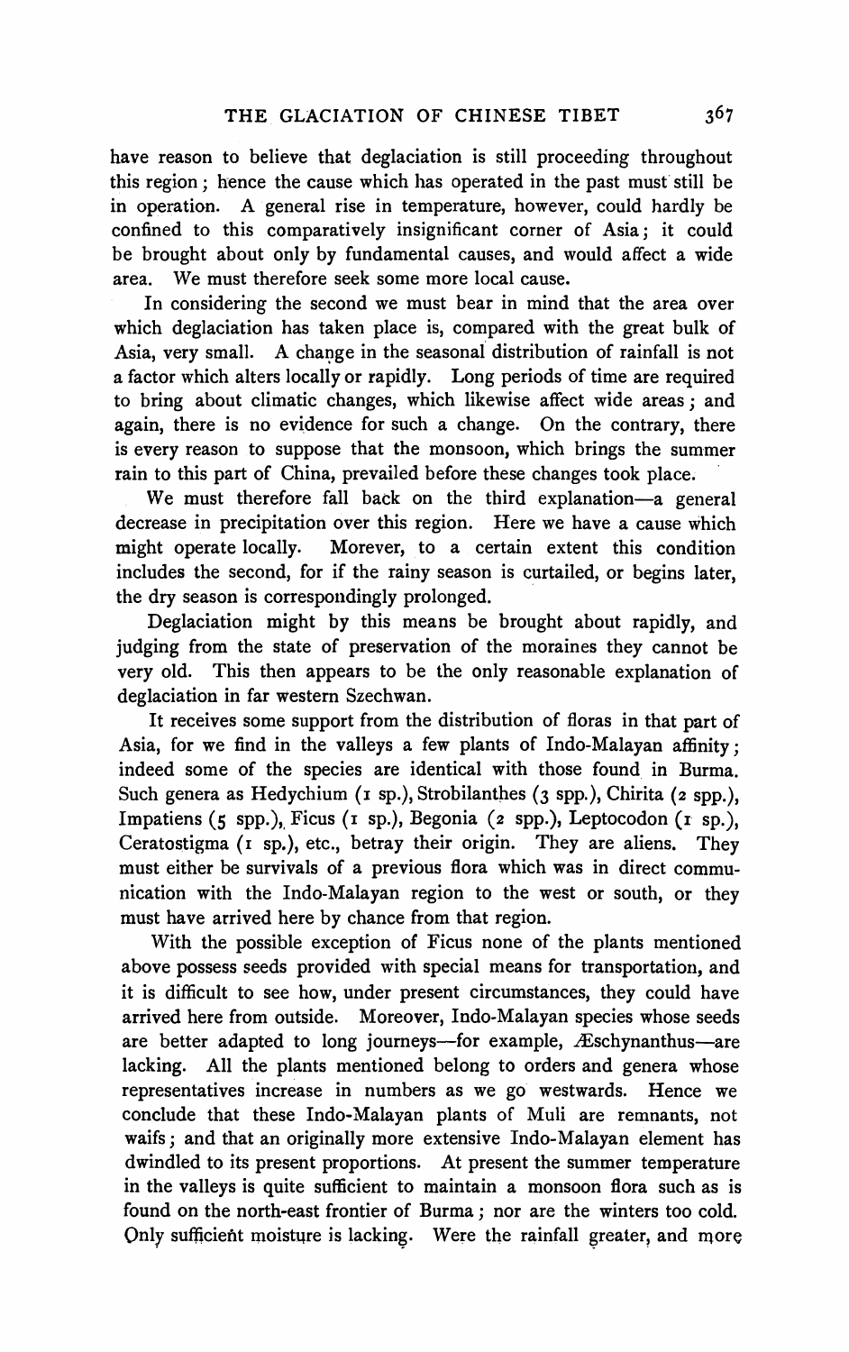have reason to believe that deglaciation is still proceeding throughout this region; hence the cause which has operated in the past must still be in operation. A general rise in temperature, however, could hardly be confined to this comparatively insignificant corner of Asia; it could be brought about only by fundamental causes, and would affect a wide area. We must therefore seek some more local cause.

In considering the second we must bear in mind that the area over which deglaciation has taken place is, compared with the great bulk of Asia, very small. A change in the seasonal distribution of rainfall is not a factor which alters locally or rapidly. Long periods of time are required to bring about climatic changes, which likewise affect wide areas; and again, there is no evidence for such a change. On the contrary, there is every reason to suppose that the monsoon, which brings the summer rain to this part of China, prevailed before these changes took place.

We must therefore fall back on the third explanation—a general decrease in precipitation over this region. Here we have a cause which might operate locally. Morever, to a certain extent this condition includes the second, for if the rainy season is curtailed, or begins later, the dry season is correspondingly prolonged.

Deglaciation might by this means be brought about rapidly, and judging from the state of preservation of the moraines they cannot be very old. This then appears to be the only reasonable explanation of deglaciation in far western Szechwan.

It receives some support from the distribution of floras in that part of Asia, for we find in the valleys a few plants of Indo-Malayan affinity; indeed some of the species are identical with those found in Burma. Such genera as Hedychium (1 sp.), Strobilanthes (3 spp.), Chirita (2 spp.), Impatiens (5 spp.), Ficus (1 sp.), Begonia (2 spp.), Leptocodon (1 sp.), Ceratostigma (1 sp.), etc., betray their origin. They are aliens. They must either be survivals of a previous flora which was in direct communication with the Indo-Malayan region to the west or south, or they must have arrived here by chance from that region.

With the possible exception of Ficus none of the plants mentioned above possess seeds provided with special means for transportation, and it is difficult to see how, under present circumstances, they could have arrived here from outside. Moreover, Indo-Malayan species whose seeds are better adapted to long journeys—for example, Æschynanthus—are lacking. All the plants mentioned belong to orders and genera whose representatives increase in numbers as we go westwards. Hence we conclude that these Indo-Malayan plants of Muli are remnants, not waifs; and that an originally more extensive Indo-Malayan element has dwindled to its present proportions. At present the summer temperature in the valleys is quite sufficient to maintain a monsoon flora such as is found on the north-east frontier of Burma; nor are the winters too cold. Only sufficient moisture is lacking. Were the rainfall greater, and more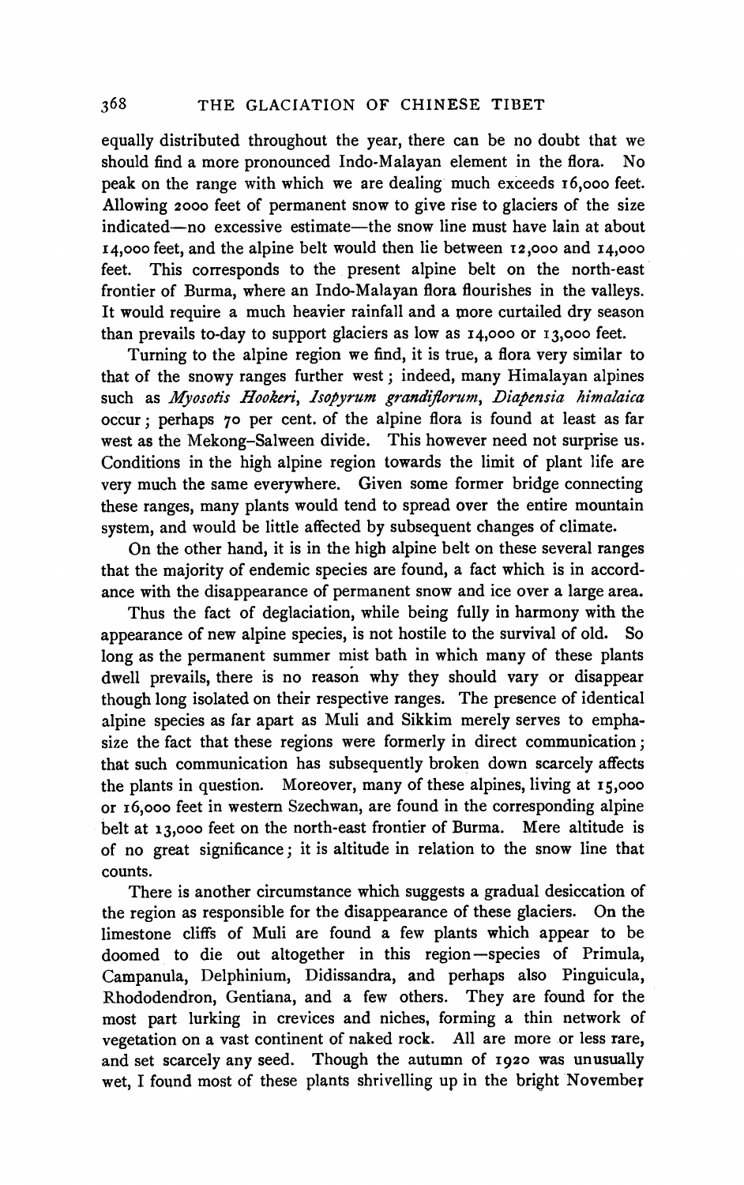equally distributed throughout the year, there can be no doubt that we should find a more pronounced Indo-Malayan element in the flora. No peak on the range with which we are dealing much exceeds 16,000 feet. Allowing 2000 feet of permanent snow to give rise to glaciers of the size indicated—no excessive estimate—the snow line must have lain at about 14,000 feet, and the alpine belt would then lie between 12,000 and 14,000 feet. This corresponds to the present alpine belt on the north-east frontier of Burma, where an Indo-Malayan flora flourishes in the valleys. It would require a much heavier rainfall and a more curtailed dry season than prevails to-day to support glaciers as low as 14,000 or 13,000 feet.

Turning to the alpine region we find, it is true, a flora very similar to that of the snowy ranges further west; indeed, many Himalayan alpines such as *Myosotis Hookeri*, *Isopyrum grandiflorum*, *Diapensia himalaica* occur; perhaps 70 per cent. of the alpine flora is found at least as far west as the Mekong–Salween divide. This however need not surprise us. Conditions in the high alpine region towards the limit of plant life are very much the same everywhere. Given some former bridge connecting these ranges, many plants would tend to spread over the entire mountain system, and would be little affected by subsequent changes of climate.

On the other hand, it is in the high alpine belt on these several ranges that the majority of endemic species are found, a fact which is in accordance with the disappearance of permanent snow and ice over a large area.

Thus the fact of deglaciation, while being fully in harmony with the appearance of new alpine species, is not hostile to the survival of old. So long as the permanent summer mist bath in which many of these plants dwell prevails, there is no reason why they should vary or disappear though long isolated on their respective ranges. The presence of identical alpine species as far apart as Muli and Sikkim merely serves to emphasize the fact that these regions were formerly in direct communication; that such communication has subsequently broken down scarcely affects the plants in question. Moreover, many of these alpines, living at 15,000 or 16,000 feet in western Szechwan, are found in the corresponding alpine belt at 13,000 feet on the north-east frontier of Burma. Mere altitude is of no great significance; it is altitude in relation to the snow line that counts.

There is another circumstance which suggests a gradual desiccation of the region as responsible for the disappearance of these glaciers. On the limestone cliffs of Muli are found a few plants which appear to be doomed to die out altogether in this region—species of Primula, Campanula, Delphinium, Didissandra, and perhaps also Pinguicula, Rhododendron, Gentiana, and a few others. They are found for the most part lurking in crevices and niches, forming a thin network of vegetation on a vast continent of naked rock. All are more or less rare, and set scarcely any seed. Though the autumn of 1920 was unusually wet, I found most of these plants shrivelling up in the bright November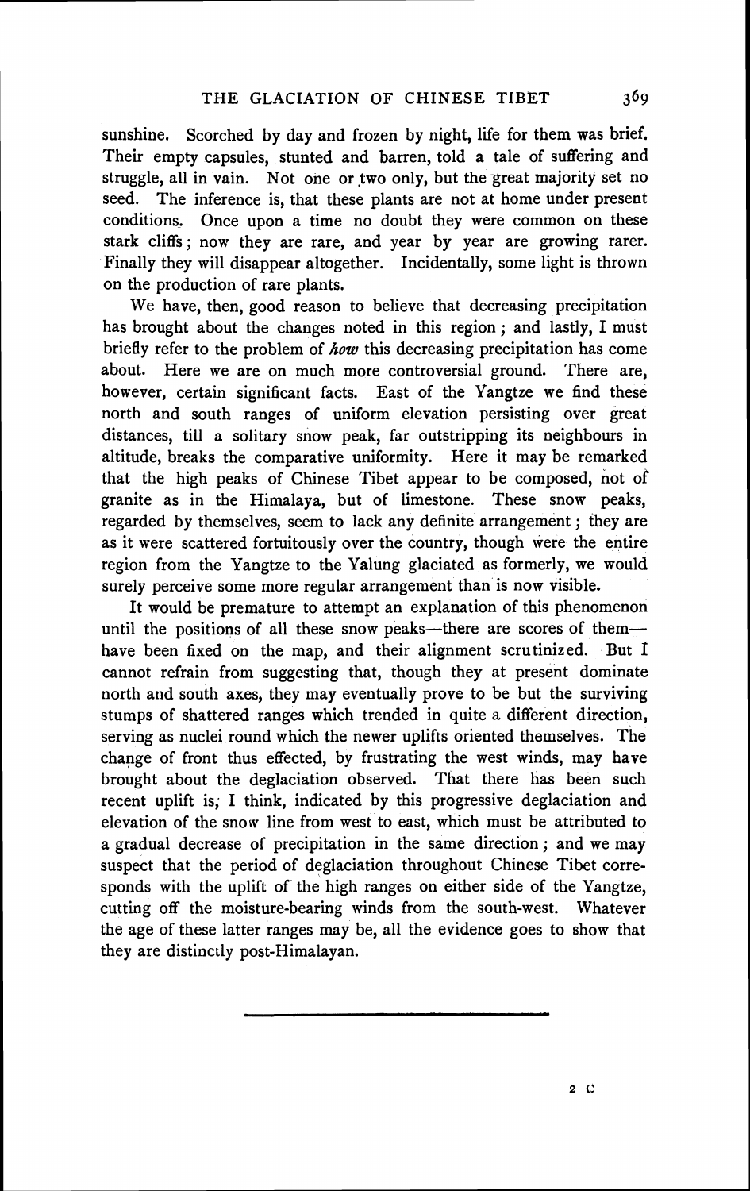sunshine. Scorched by day and frozen by night, life for them was brief. Their empty capsules, stunted and barren, told a tale of suffering and struggle, all in vain. Not one or two only, but the great majority set no seed. The inference is, that these plants are not at home under present conditions. Once upon a time no doubt they were common on these stark cliffs; now they are rare, and year by year are growing rarer. Finally they will disappear altogether. Incidentally, some light is thrown on the production of rare plants.

We have, then, good reason to believe that decreasing precipitation has brought about the changes noted in this region; and lastly, I must briefly refer to the problem of *how* this decreasing precipitation has come about. Here we are on much more controversial ground. There are, however, certain significant facts. East of the Yangtze we find these north and south ranges of uniform elevation persisting over great distances, till a solitary snow peak, far outstripping its neighbours in altitude, breaks the comparative uniformity. Here it may be remarked that the high peaks of Chinese Tibet appear to be composed, not of granite as in the Himalaya, but of limestone. These snow peaks, regarded by themselves, seem to lack any definite arrangement; they are as it were scattered fortuitously over the country, though were the entire region from the Yangtze to the Yalung glaciated as formerly, we would surely perceive some more regular arrangement than is now visible.

It would be premature to attempt an explanation of this phenomenon until the positions of all these snow peaks—there are scores of them—have been fixed on the map, and their alignment scrutinized. But I cannot refrain from suggesting that, though they at present dominate north and south axes, they may eventually prove to be but the surviving stumps of shattered ranges which trended in quite a different direction, serving as nuclei round which the newer uplifts oriented themselves. The change of front thus effected, by frustrating the west winds, may have brought about the deglaciation observed. That there has been such recent uplift is, I think, indicated by this progressive deglaciation and elevation of the snow line from west to east, which must be attributed to a gradual decrease of precipitation in the same direction; and we may suspect that the period of deglaciation throughout Chinese Tibet corresponds with the uplift of the high ranges on either side of the Yangtze, cutting off the moisture-bearing winds from the south-west. Whatever the age of these latter ranges may be, all the evidence goes to show that they are distinctly post-Himalayan.